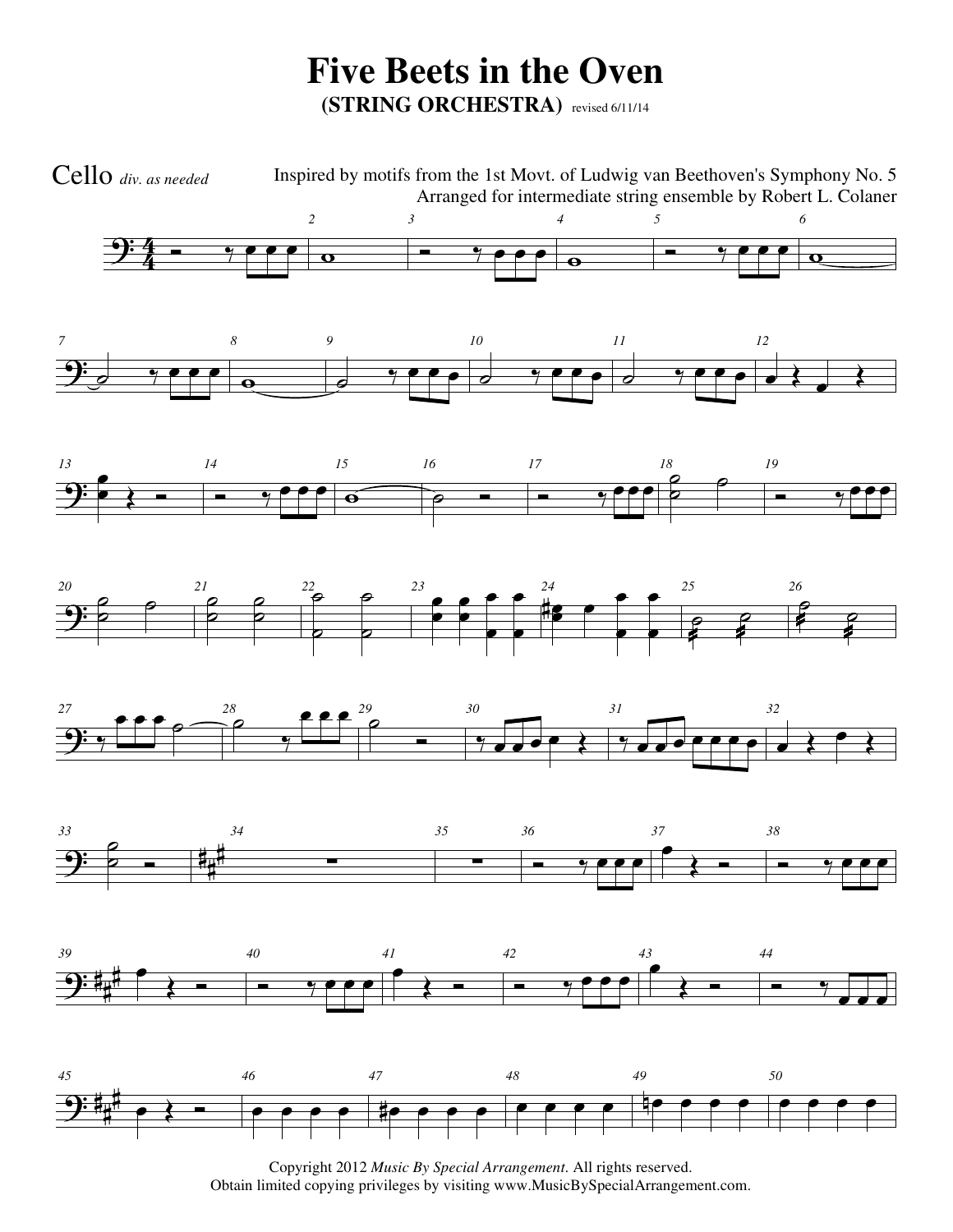# Five Beets in the Oven

**(STRING ORCHESTRA)** revised 6/11/14

Cello *div. as needed*

Inspired by motifs from the 1st Movt. of Ludwig van Beethoven's Symphony No. 5
Arranged for intermediate string ensemble by Robert L. Colaner

Copyright 2012 *Music By Special Arrangement.* All rights reserved.
Obtain limited copying privileges by visiting www.MusicBySpecialArrangement.com.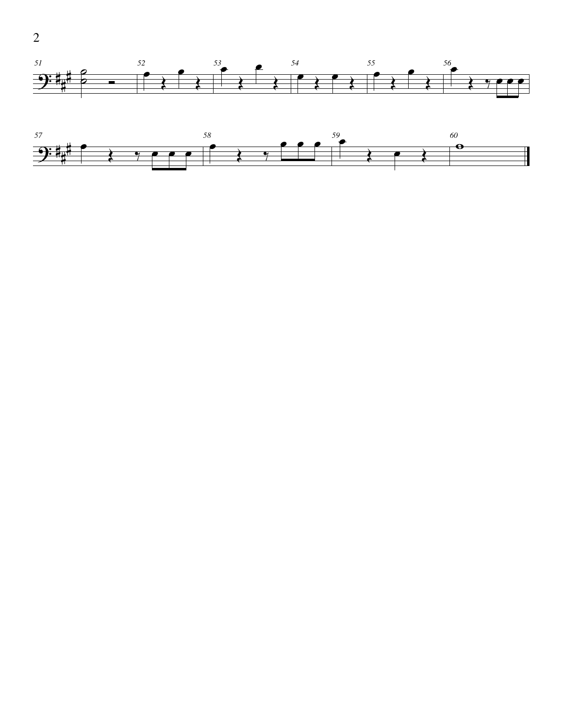51

52

53

54

55

56

57

58

59

60